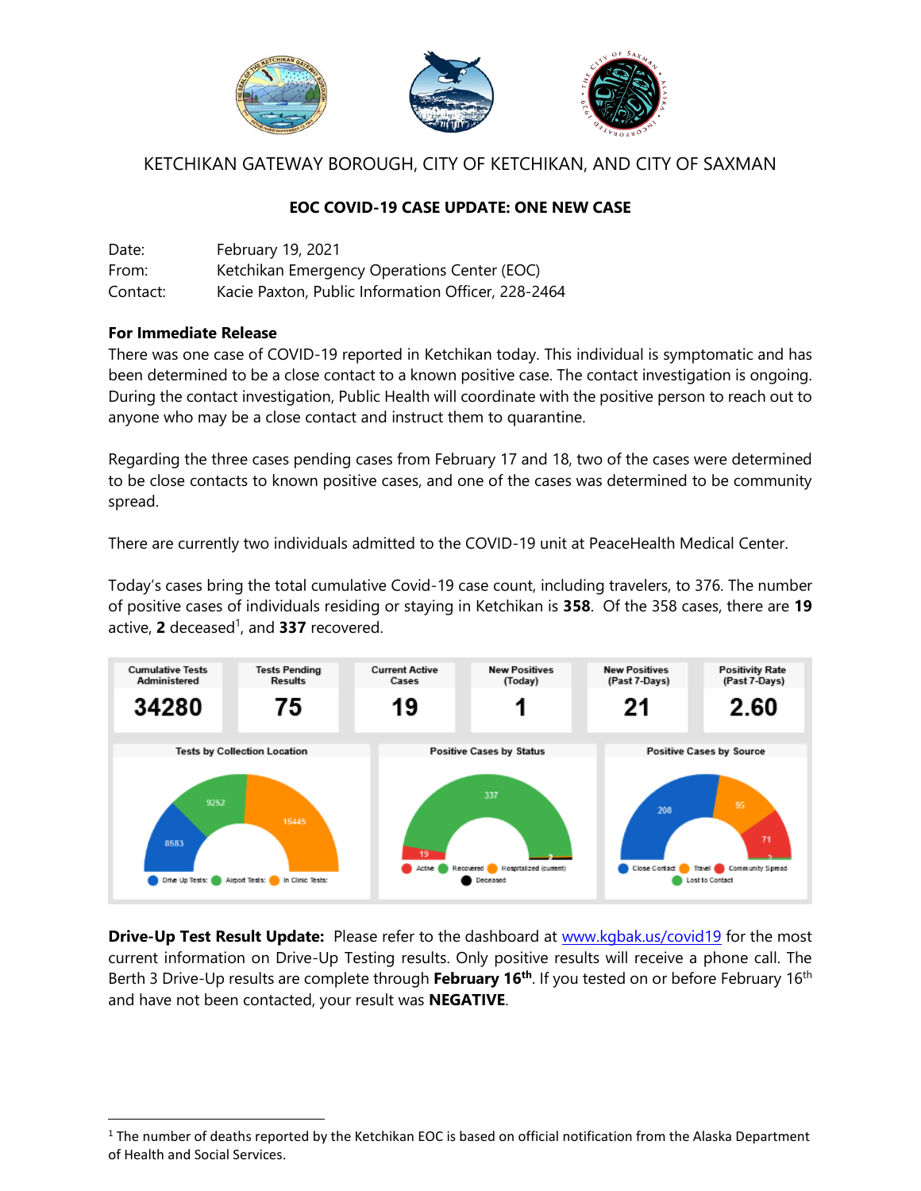KETCHIKAN GATEWAY BOROUGH, CITY OF KETCHIKAN, AND CITY OF SAXMAN

**EOC COVID-19 CASE UPDATE: ONE NEW CASE**

Date: February 19, 2021
From: Ketchikan Emergency Operations Center (EOC)
Contact: Kacie Paxton, Public Information Officer, 228-2464

**For Immediate Release**
There was one case of COVID-19 reported in Ketchikan today. This individual is symptomatic and has been determined to be a close contact to a known positive case. The contact investigation is ongoing. During the contact investigation, Public Health will coordinate with the positive person to reach out to anyone who may be a close contact and instruct them to quarantine.

Regarding the three cases pending cases from February 17 and 18, two of the cases were determined to be close contacts to known positive cases, and one of the cases was determined to be community spread.

There are currently two individuals admitted to the COVID-19 unit at PeaceHealth Medical Center.

Today's cases bring the total cumulative Covid-19 case count, including travelers, to 376. The number of positive cases of individuals residing or staying in Ketchikan is **358**. Of the 358 cases, there are **19** active, **2** deceased[1], and **337** recovered.

| Cumulative Tests Administered | Tests Pending Results | Current Active Cases | New Positives (Today) | New Positives (Past 7-Days) | Positivity Rate (Past 7-Days) |
|---|---|---|---|---|---|
| 34280 | 75 | 19 | 1 | 21 | 2.60 |

**Tests by Collection Location:** Drive Up Tests: 8583; Airport Tests: 9252; In Clinic Tests: 16445

**Positive Cases by Status:** Active: 19; Recovered: 337; Hospitalized (current); Deceased

**Positive Cases by Source:** Close Contact: 208; Travel: 95; Community Spread: 71; Lost to Contact: 2

**Drive-Up Test Result Update:** Please refer to the dashboard at www.kgbak.us/covid19 for the most current information on Drive-Up Testing results. Only positive results will receive a phone call. The Berth 3 Drive-Up results are complete through **February 16th**. If you tested on or before February 16th and have not been contacted, your result was **NEGATIVE**.

[1] The number of deaths reported by the Ketchikan EOC is based on official notification from the Alaska Department of Health and Social Services.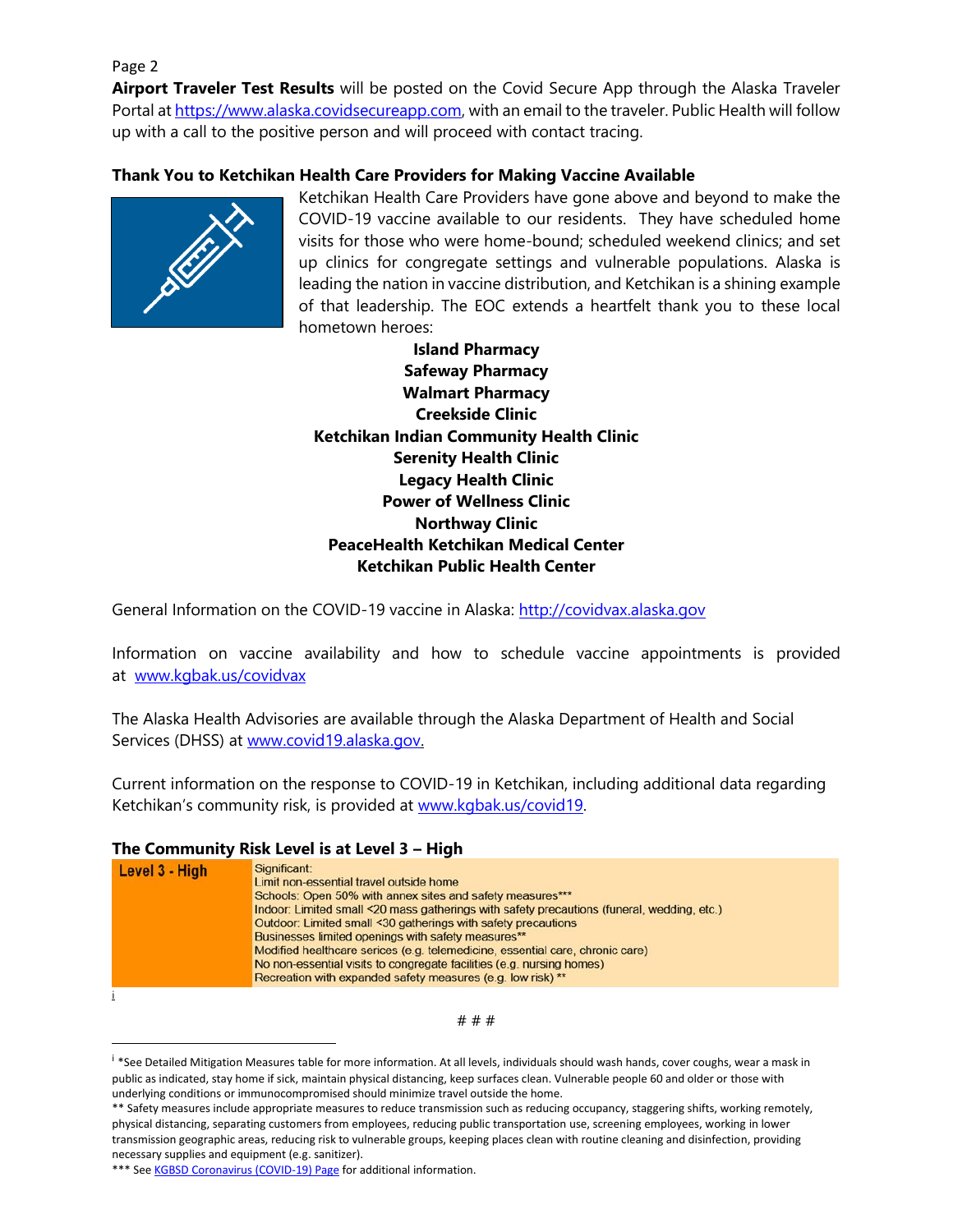**Airport Traveler Test Results** will be posted on the Covid Secure App through the Alaska Traveler Portal at https://www.alaska.covidsecureapp.com, with an email to the traveler. Public Health will follow up with a call to the positive person and will proceed with contact tracing.

### Thank You to Ketchikan Health Care Providers for Making Vaccine Available

Ketchikan Health Care Providers have gone above and beyond to make the COVID-19 vaccine available to our residents. They have scheduled home visits for those who were home-bound; scheduled weekend clinics; and set up clinics for congregate settings and vulnerable populations. Alaska is leading the nation in vaccine distribution, and Ketchikan is a shining example of that leadership. The EOC extends a heartfelt thank you to these local hometown heroes:

**Island Pharmacy**
**Safeway Pharmacy**
**Walmart Pharmacy**
**Creekside Clinic**
**Ketchikan Indian Community Health Clinic**
**Serenity Health Clinic**
**Legacy Health Clinic**
**Power of Wellness Clinic**
**Northway Clinic**
**PeaceHealth Ketchikan Medical Center**
**Ketchikan Public Health Center**

General Information on the COVID-19 vaccine in Alaska: http://covidvax.alaska.gov

Information on vaccine availability and how to schedule vaccine appointments is provided at www.kgbak.us/covidvax

The Alaska Health Advisories are available through the Alaska Department of Health and Social Services (DHSS) at www.covid19.alaska.gov.

Current information on the response to COVID-19 in Ketchikan, including additional data regarding Ketchikan's community risk, is provided at www.kgbak.us/covid19.

### The Community Risk Level is at Level 3 – High

| | |
|---|---|
| **Level 3 - High** | Significant:<br>Limit non-essential travel outside home<br>Schools: Open 50% with annex sites and safety measures***<br>Indoor: Limited small <20 mass gatherings with safety precautions (funeral, wedding, etc.)<br>Outdoor: Limited small <30 gatherings with safety precautions<br>Businesses limited openings with safety measures**<br>Modified healthcare serices (e.g. telemedicine, essential care, chronic care)<br>No non-essential visits to congregate facilities (e.g. nursing homes)<br>Recreation with expanded safety measures (e.g. low risk) ** |

[i]

\# # #

[i] *See Detailed Mitigation Measures table for more information. At all levels, individuals should wash hands, cover coughs, wear a mask in public as indicated, stay home if sick, maintain physical distancing, keep surfaces clean. Vulnerable people 60 and older or those with underlying conditions or immunocompromised should minimize travel outside the home.

** Safety measures include appropriate measures to reduce transmission such as reducing occupancy, staggering shifts, working remotely, physical distancing, separating customers from employees, reducing public transportation use, screening employees, working in lower transmission geographic areas, reducing risk to vulnerable groups, keeping places clean with routine cleaning and disinfection, providing necessary supplies and equipment (e.g. sanitizer).

*** See KGBSD Coronavirus (COVID-19) Page for additional information.